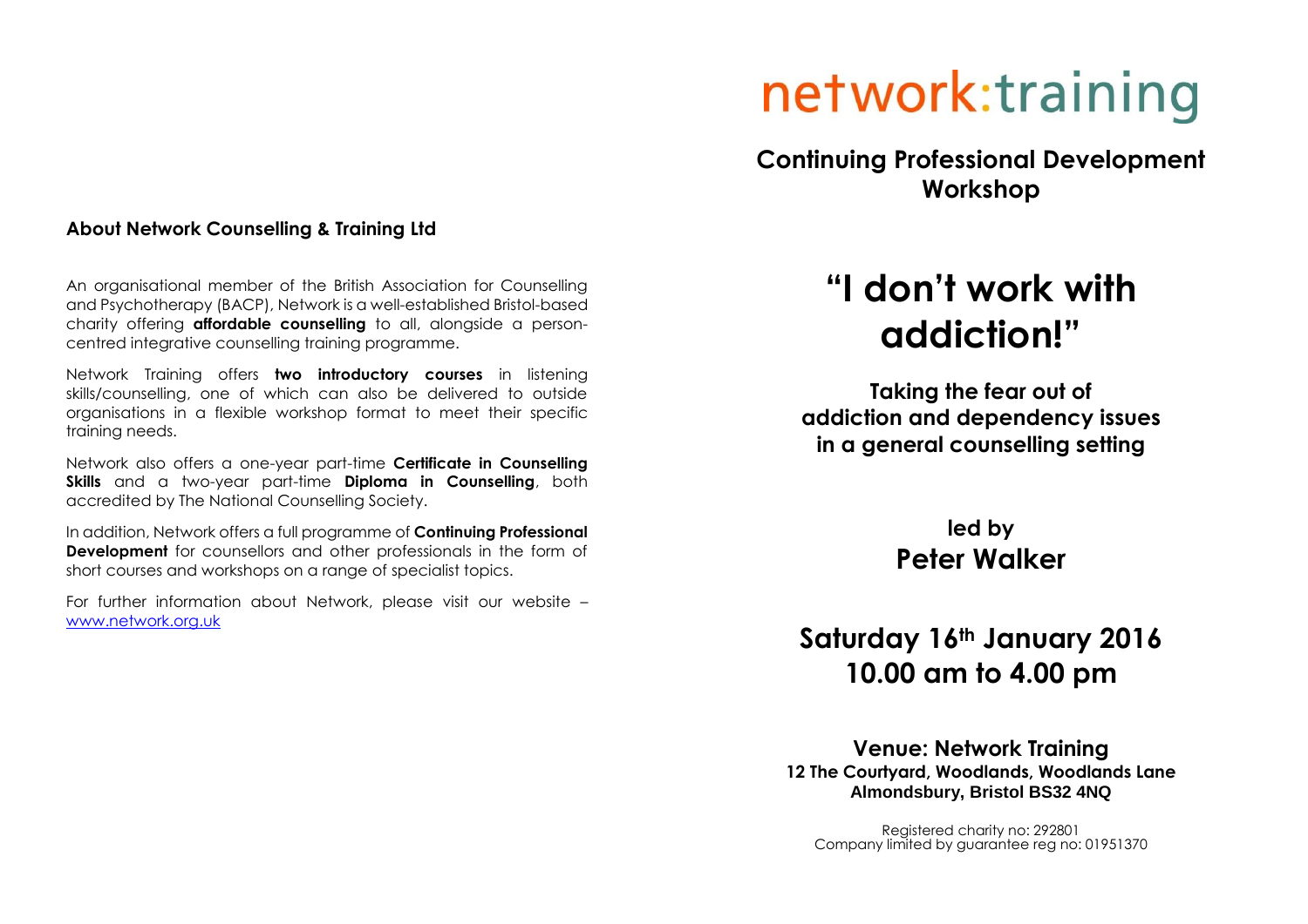## About Network Counselling & Training Ltd

An organisational member of the British Association for Counselling and Psychotherapy (BACP), Network is a well-established Bristol-based charity offering **affordable counselling** to all, alongside a person-centred integrative counselling training programme.

Network Training offers **two introductory courses** in listening skills/counselling, one of which can also be delivered to outside organisations in a flexible workshop format to meet their specific training needs.

Network also offers a one-year part-time **Certificate in Counselling Skills** and a two-year part-time **Diploma in Counselling**, both accredited by The National Counselling Society.

In addition, Network offers a full programme of **Continuing Professional Development** for counsellors and other professionals in the form of short courses and workshops on a range of specialist topics.

For further information about Network, please visit our website – [www.network.org.uk](www.network.org.uk)

# network:training

**Continuing Professional Development Workshop**

# "I don't work with addiction!"

**Taking the fear out of addiction and dependency issues in a general counselling setting**

**led by**
**Peter Walker**

**Saturday 16th January 2016**
**10.00 am to 4.00 pm**

**Venue: Network Training**
**12 The Courtyard, Woodlands, Woodlands Lane**
**Almondsbury, Bristol BS32 4NQ**

Registered charity no: 292801
Company limited by guarantee reg no: 01951370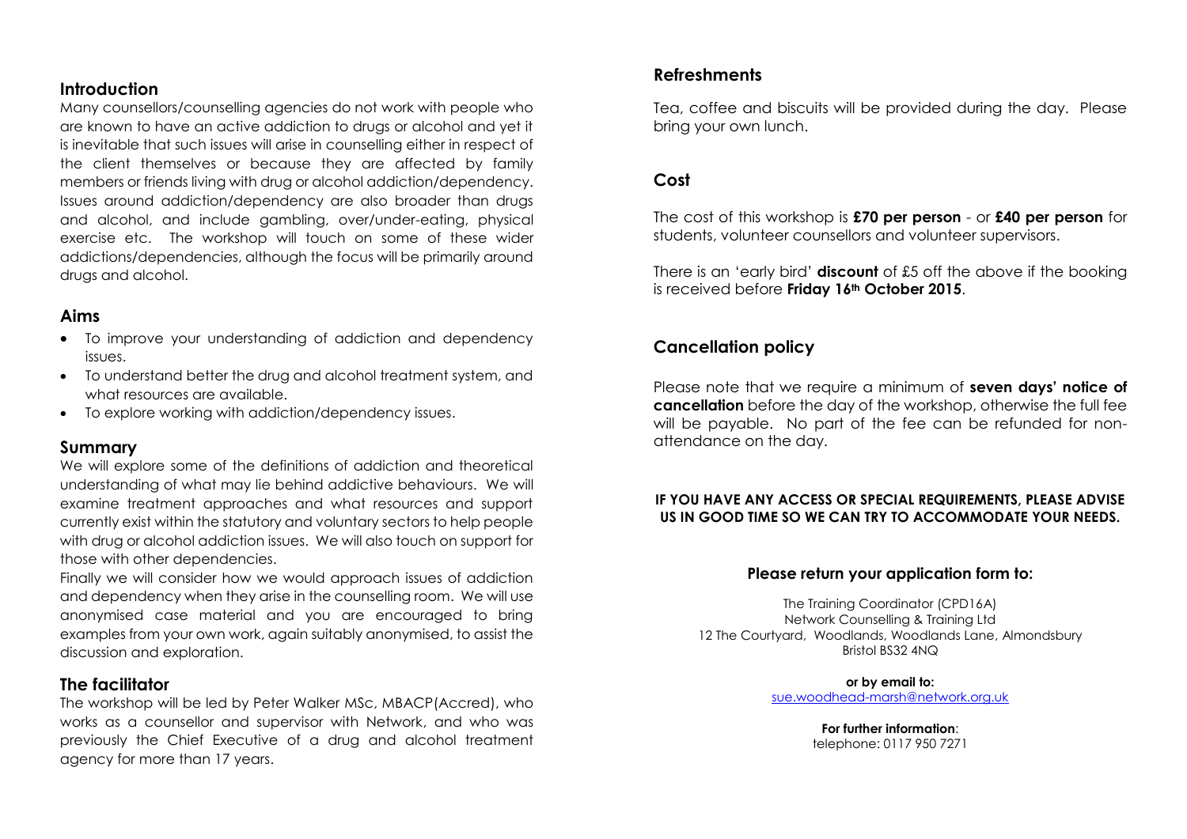## Introduction

Many counsellors/counselling agencies do not work with people who are known to have an active addiction to drugs or alcohol and yet it is inevitable that such issues will arise in counselling either in respect of the client themselves or because they are affected by family members or friends living with drug or alcohol addiction/dependency. Issues around addiction/dependency are also broader than drugs and alcohol, and include gambling, over/under-eating, physical exercise etc. The workshop will touch on some of these wider addictions/dependencies, although the focus will be primarily around drugs and alcohol.

## Aims

- To improve your understanding of addiction and dependency issues.
- To understand better the drug and alcohol treatment system, and what resources are available.
- To explore working with addiction/dependency issues.

## Summary

We will explore some of the definitions of addiction and theoretical understanding of what may lie behind addictive behaviours. We will examine treatment approaches and what resources and support currently exist within the statutory and voluntary sectors to help people with drug or alcohol addiction issues. We will also touch on support for those with other dependencies.

Finally we will consider how we would approach issues of addiction and dependency when they arise in the counselling room. We will use anonymised case material and you are encouraged to bring examples from your own work, again suitably anonymised, to assist the discussion and exploration.

## The facilitator

The workshop will be led by Peter Walker MSc, MBACP(Accred), who works as a counsellor and supervisor with Network, and who was previously the Chief Executive of a drug and alcohol treatment agency for more than 17 years.

## Refreshments

Tea, coffee and biscuits will be provided during the day. Please bring your own lunch.

## Cost

The cost of this workshop is **£70 per person** - or **£40 per person** for students, volunteer counsellors and volunteer supervisors.

There is an 'early bird' **discount** of £5 off the above if the booking is received before **Friday 16th October 2015**.

## Cancellation policy

Please note that we require a minimum of **seven days' notice of cancellation** before the day of the workshop, otherwise the full fee will be payable. No part of the fee can be refunded for non-attendance on the day.

**IF YOU HAVE ANY ACCESS OR SPECIAL REQUIREMENTS, PLEASE ADVISE US IN GOOD TIME SO WE CAN TRY TO ACCOMMODATE YOUR NEEDS.**

**Please return your application form to:**

The Training Coordinator (CPD16A)
Network Counselling & Training Ltd
12 The Courtyard, Woodlands, Woodlands Lane, Almondsbury
Bristol BS32 4NQ

**or by email to:**
sue.woodhead-marsh@network.org.uk

**For further information**:
telephone: 0117 950 7271